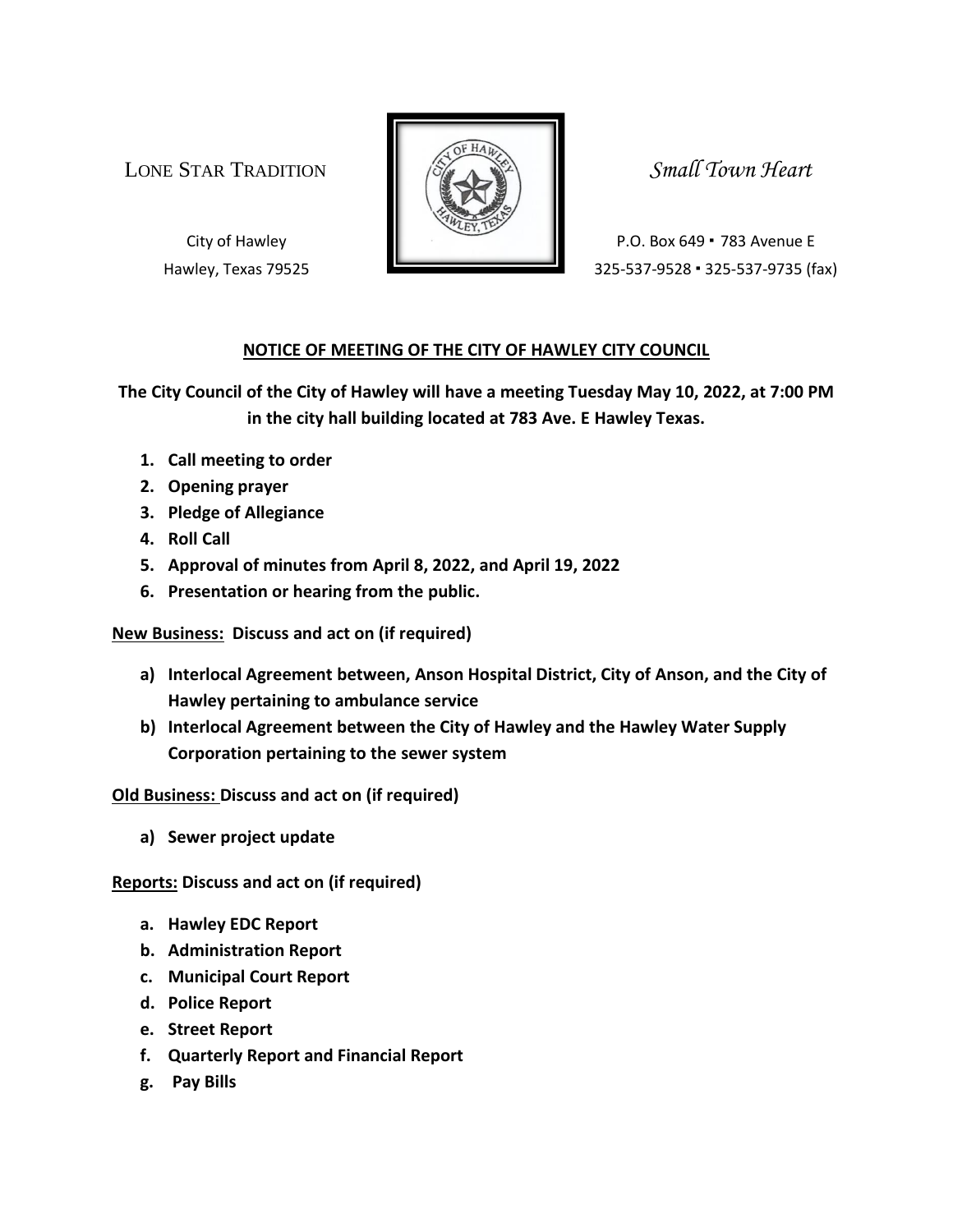LONE STAR TRADITION *Small Town Heart*

City of Hawley
Hawley, Texas 79525

P.O. Box 649 ▪ 783 Avenue E
325-537-9528 ▪ 325-537-9735 (fax)

**NOTICE OF MEETING OF THE CITY OF HAWLEY CITY COUNCIL**

**The City Council of the City of Hawley will have a meeting Tuesday May 10, 2022, at 7:00 PM in the city hall building located at 783 Ave. E Hawley Texas.**

1. **Call meeting to order**
2. **Opening prayer**
3. **Pledge of Allegiance**
4. **Roll Call**
5. **Approval of minutes from April 8, 2022, and April 19, 2022**
6. **Presentation or hearing from the public.**

**New Business: Discuss and act on (if required)**

a) **Interlocal Agreement between, Anson Hospital District, City of Anson, and the City of Hawley pertaining to ambulance service**
b) **Interlocal Agreement between the City of Hawley and the Hawley Water Supply Corporation pertaining to the sewer system**

**Old Business: Discuss and act on (if required)**

a) **Sewer project update**

**Reports: Discuss and act on (if required)**

a. **Hawley EDC Report**
b. **Administration Report**
c. **Municipal Court Report**
d. **Police Report**
e. **Street Report**
f. **Quarterly Report and Financial Report**
g. **Pay Bills**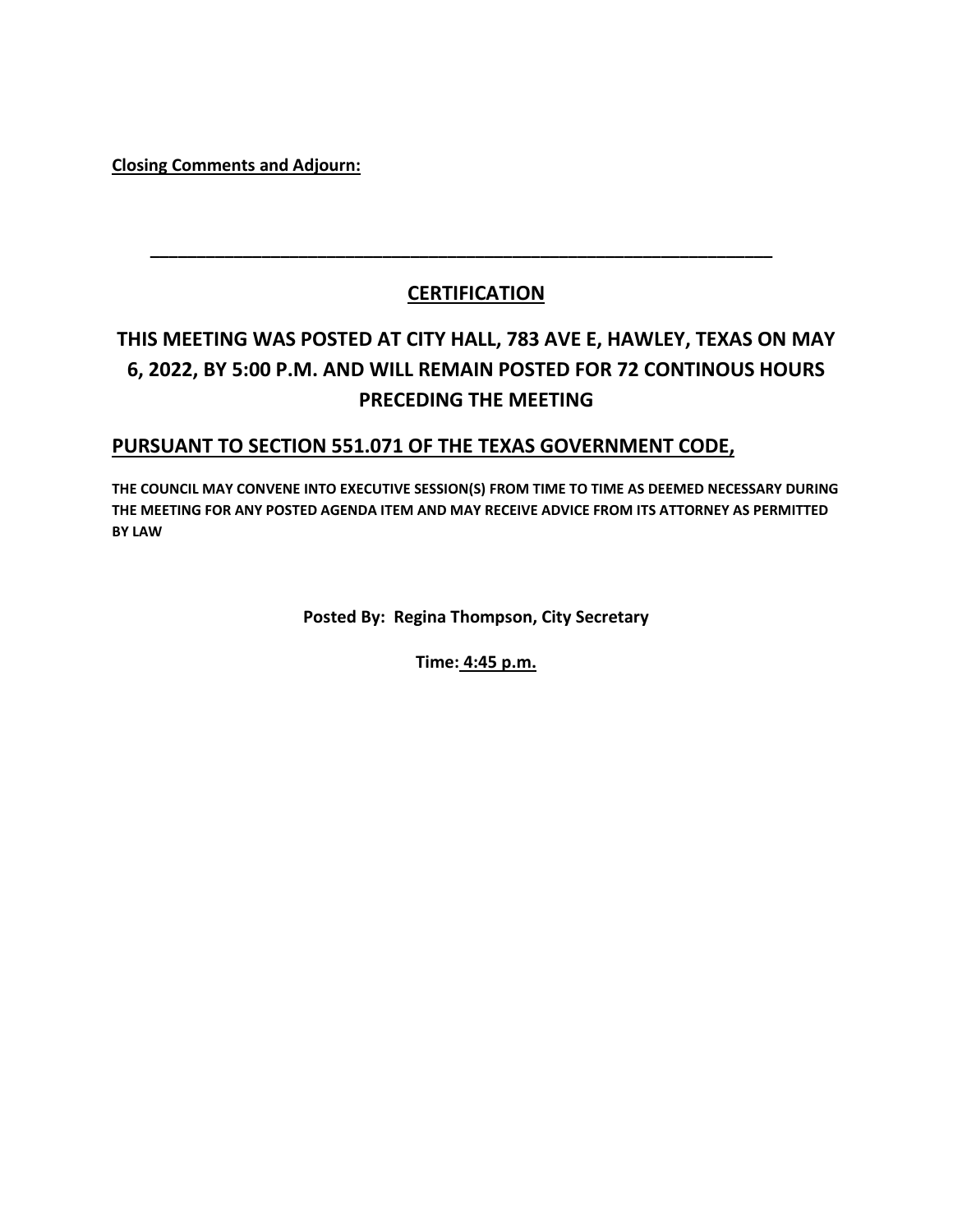**Closing Comments and Adjourn:**

---

## CERTIFICATION

## THIS MEETING WAS POSTED AT CITY HALL, 783 AVE E, HAWLEY, TEXAS ON MAY 6, 2022, BY 5:00 P.M. AND WILL REMAIN POSTED FOR 72 CONTINOUS HOURS PRECEDING THE MEETING

## PURSUANT TO SECTION 551.071 OF THE TEXAS GOVERNMENT CODE,

**THE COUNCIL MAY CONVENE INTO EXECUTIVE SESSION(S) FROM TIME TO TIME AS DEEMED NECESSARY DURING THE MEETING FOR ANY POSTED AGENDA ITEM AND MAY RECEIVE ADVICE FROM ITS ATTORNEY AS PERMITTED BY LAW**

**Posted By: Regina Thompson, City Secretary**

**Time: 4:45 p.m.**